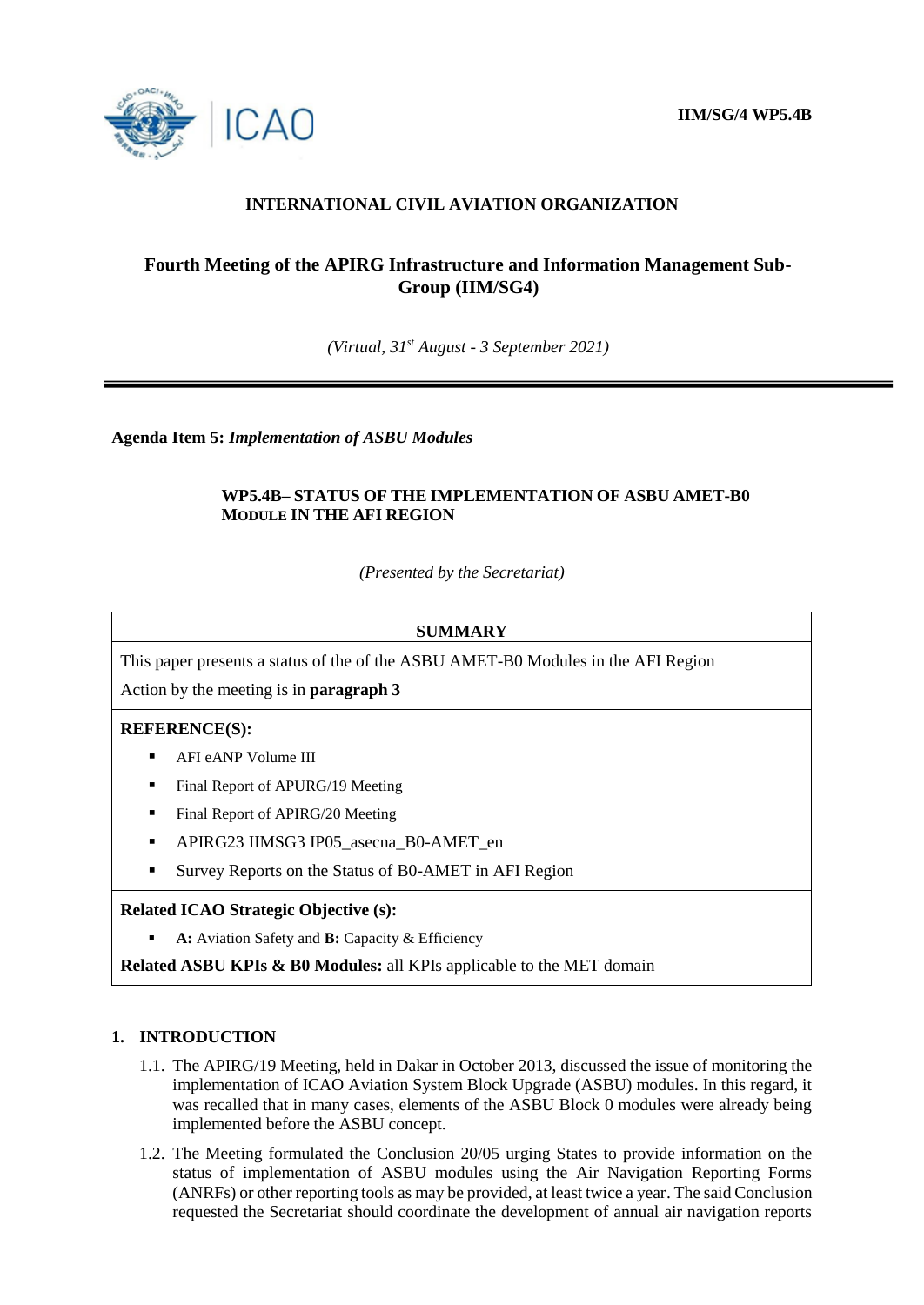**IIM/SG/4 WP5.4B**

**INTERNATIONAL CIVIL AVIATION ORGANIZATION**

**Fourth Meeting of the APIRG Infrastructure and Information Management Sub-Group (IIM/SG4)**

*(Virtual, 31st August - 3 September 2021)*

---

**Agenda Item 5:** ***Implementation of ASBU Modules***

**WP5.4B– STATUS OF THE IMPLEMENTATION OF ASBU AMET-B0 MODULE IN THE AFI REGION**

*(Presented by the Secretariat)*

| **SUMMARY** |
|---|
| This paper presents a status of the of the ASBU AMET-B0 Modules in the AFI Region<br>Action by the meeting is in **paragraph 3** |
| **REFERENCE(S):**<br>▪ AFI eANP Volume III<br>▪ Final Report of APURG/19 Meeting<br>▪ Final Report of APIRG/20 Meeting<br>▪ APIRG23 IIMSG3 IP05_asecna_B0-AMET_en<br>▪ Survey Reports on the Status of B0-AMET in AFI Region |
| **Related ICAO Strategic Objective (s):**<br>▪ **A:** Aviation Safety and **B:** Capacity & Efficiency<br>**Related ASBU KPIs & B0 Modules:** all KPIs applicable to the MET domain |

## 1. INTRODUCTION

1.1. The APIRG/19 Meeting, held in Dakar in October 2013, discussed the issue of monitoring the implementation of ICAO Aviation System Block Upgrade (ASBU) modules. In this regard, it was recalled that in many cases, elements of the ASBU Block 0 modules were already being implemented before the ASBU concept.

1.2. The Meeting formulated the Conclusion 20/05 urging States to provide information on the status of implementation of ASBU modules using the Air Navigation Reporting Forms (ANRFs) or other reporting tools as may be provided, at least twice a year. The said Conclusion requested the Secretariat should coordinate the development of annual air navigation reports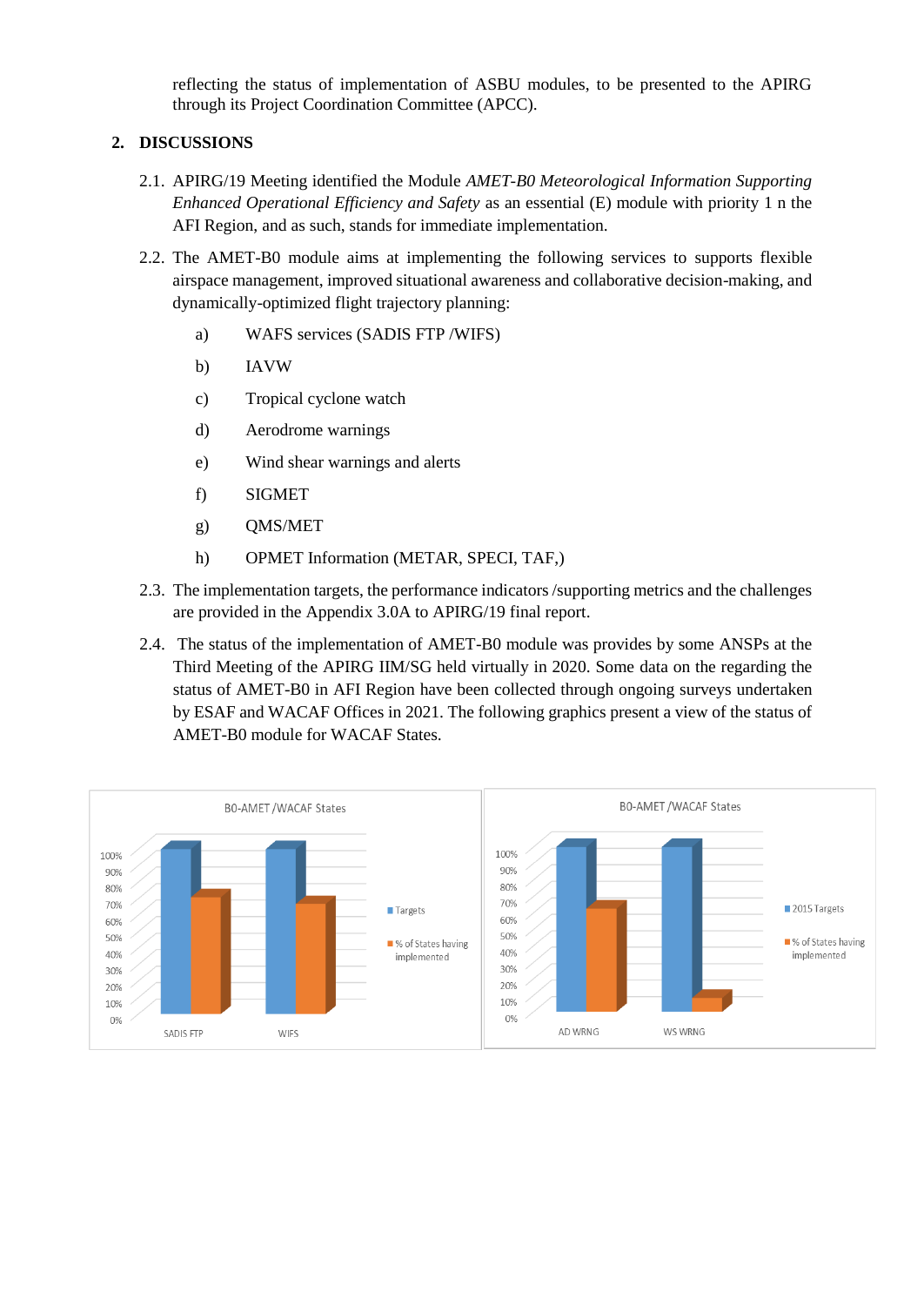reflecting the status of implementation of ASBU modules, to be presented to the APIRG through its Project Coordination Committee (APCC).

## 2. DISCUSSIONS

2.1. APIRG/19 Meeting identified the Module *AMET-B0 Meteorological Information Supporting Enhanced Operational Efficiency and Safety* as an essential (E) module with priority 1 n the AFI Region, and as such, stands for immediate implementation.

2.2. The AMET-B0 module aims at implementing the following services to supports flexible airspace management, improved situational awareness and collaborative decision-making, and dynamically-optimized flight trajectory planning:

a) WAFS services (SADIS FTP /WIFS)

b) IAVW

c) Tropical cyclone watch

d) Aerodrome warnings

e) Wind shear warnings and alerts

f) SIGMET

g) QMS/MET

h) OPMET Information (METAR, SPECI, TAF,)

2.3. The implementation targets, the performance indicators /supporting metrics and the challenges are provided in the Appendix 3.0A to APIRG/19 final report.

2.4. The status of the implementation of AMET-B0 module was provides by some ANSPs at the Third Meeting of the APIRG IIM/SG held virtually in 2020. Some data on the regarding the status of AMET-B0 in AFI Region have been collected through ongoing surveys undertaken by ESAF and WACAF Offices in 2021. The following graphics present a view of the status of AMET-B0 module for WACAF States.

B0-AMET /WACAF States

B0-AMET /WACAF States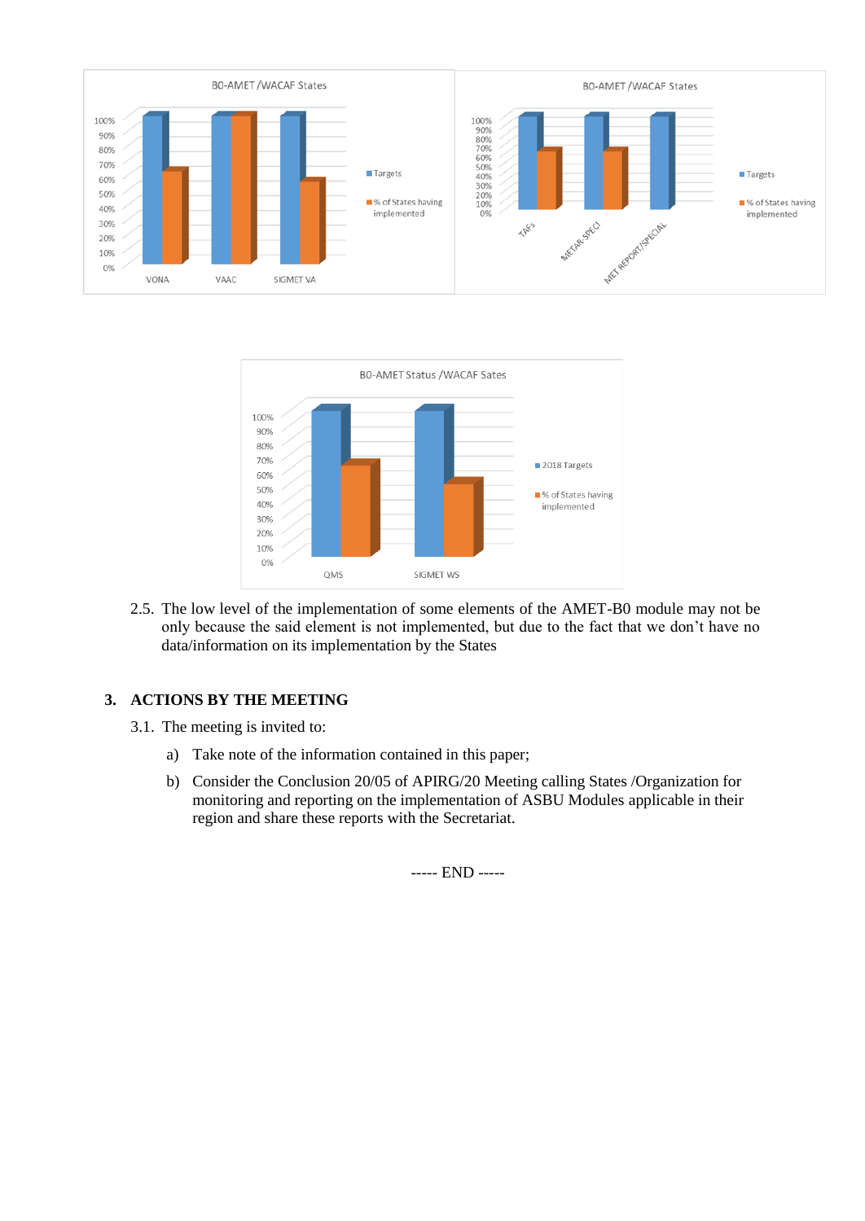B0-AMET /WACAF States

100%
90%
80%
70%
60%
50%
40%
30%
20%
10%
0%

VONA
VAAC
SIGMET VA

Targets
% of States having implemented

B0-AMET /WACAF States

100%
90%
80%
70%
60%
50%
40%
30%
20%
10%
0%

TAFs
METAR-SPECI
MET REPORT/SPECIAL

Targets
% of States having implemented

B0-AMET Status /WACAF Sates

100%
90%
80%
70%
60%
50%
40%
30%
20%
10%
0%

QMS
SIGMET WS

2018 Targets
% of States having implemented

2.5. The low level of the implementation of some elements of the AMET-B0 module may not be only because the said element is not implemented, but due to the fact that we don't have no data/information on its implementation by the States

## 3. ACTIONS BY THE MEETING

3.1. The meeting is invited to:

a) Take note of the information contained in this paper;

b) Consider the Conclusion 20/05 of APIRG/20 Meeting calling States /Organization for monitoring and reporting on the implementation of ASBU Modules applicable in their region and share these reports with the Secretariat.

----- END -----